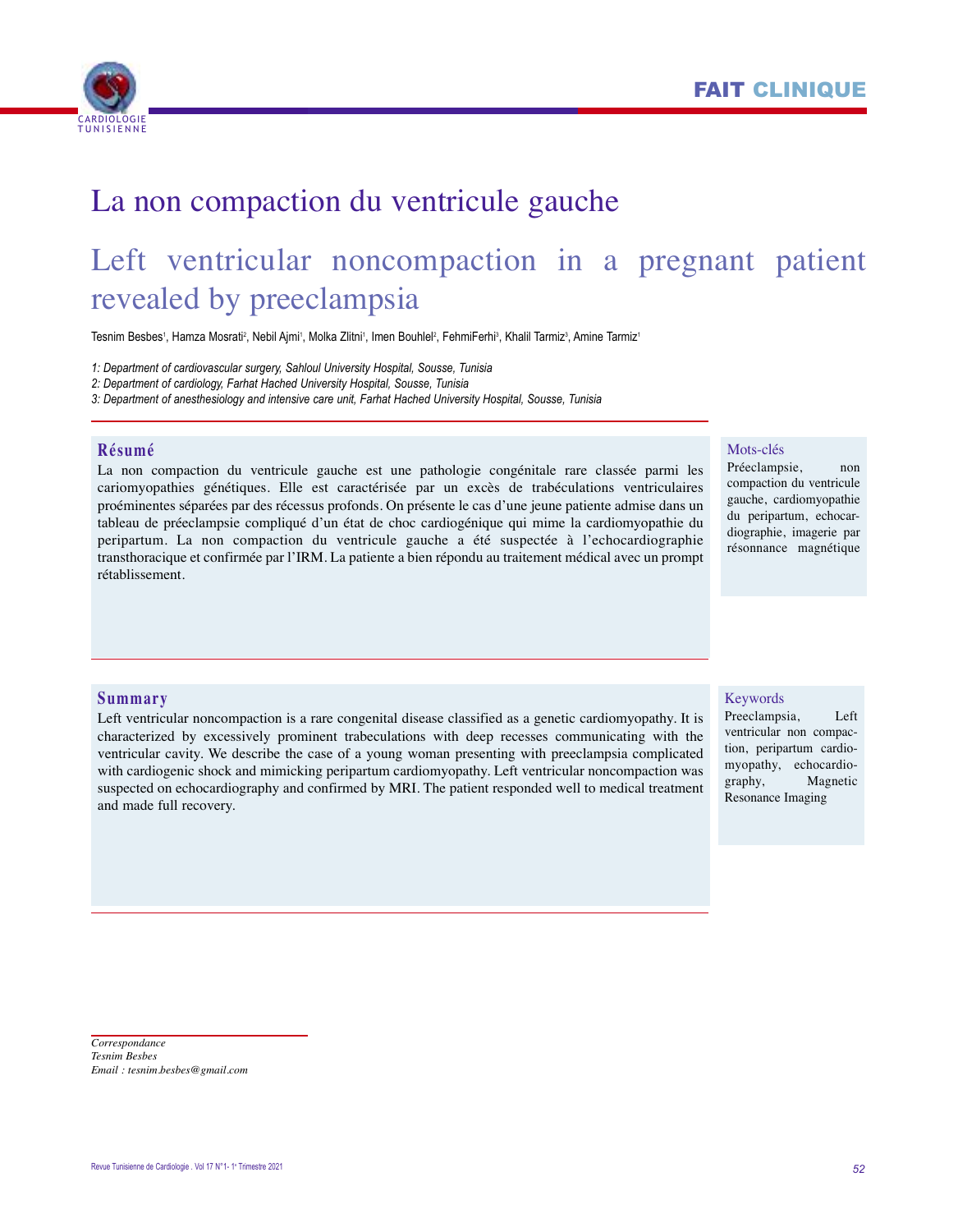FAIT CLINIQUE

# La non compaction du ventricule gauche

# Left ventricular noncompaction in a pregnant patient revealed by preeclampsia

Tesnim Besbes[1], Hamza Mosrati[2], Nebil Ajmi[1], Molka Zlitni[1], Imen Bouhlel[2], FehmiFerhi[3], Khalil Tarmiz[3], Amine Tarmiz[1]

*1: Department of cardiovascular surgery, Sahloul University Hospital, Sousse, Tunisia*
*2: Department of cardiology, Farhat Hached University Hospital, Sousse, Tunisia*
*3: Department of anesthesiology and intensive care unit, Farhat Hached University Hospital, Sousse, Tunisia*

## Résumé

La non compaction du ventricule gauche est une pathologie congénitale rare classée parmi les cariomyopathies génétiques. Elle est caractérisée par un excès de trabéculations ventriculaires proéminentes séparées par des récessus profonds. On présente le cas d'une jeune patiente admise dans un tableau de prééclampsie compliqué d'un état de choc cardiogénique qui mime la cardiomyopathie du peripartum. La non compaction du ventricule gauche a été suspectée à l'echocardiographie transthoracique et confirmée par l'IRM. La patiente a bien répondu au traitement médical avec un prompt rétablissement.

**Mots-clés**

Prééclampsie, non compaction du ventricule gauche, cardiomyopathie du peripartum, echocardiographie, imagerie par résonnance magnétique

## Summary

Left ventricular noncompaction is a rare congenital disease classified as a genetic cardiomyopathy. It is characterized by excessively prominent trabeculations with deep recesses communicating with the ventricular cavity. We describe the case of a young woman presenting with preeclampsia complicated with cardiogenic shock and mimicking peripartum cardiomyopathy. Left ventricular noncompaction was suspected on echocardiography and confirmed by MRI. The patient responded well to medical treatment and made full recovery.

**Keywords**

Preeclampsia, Left ventricular non compaction, peripartum cardiomyopathy, echocardiography, Magnetic Resonance Imaging

*Correspondance*
*Tesnim Besbes*
*Email : tesnim.besbes@gmail.com*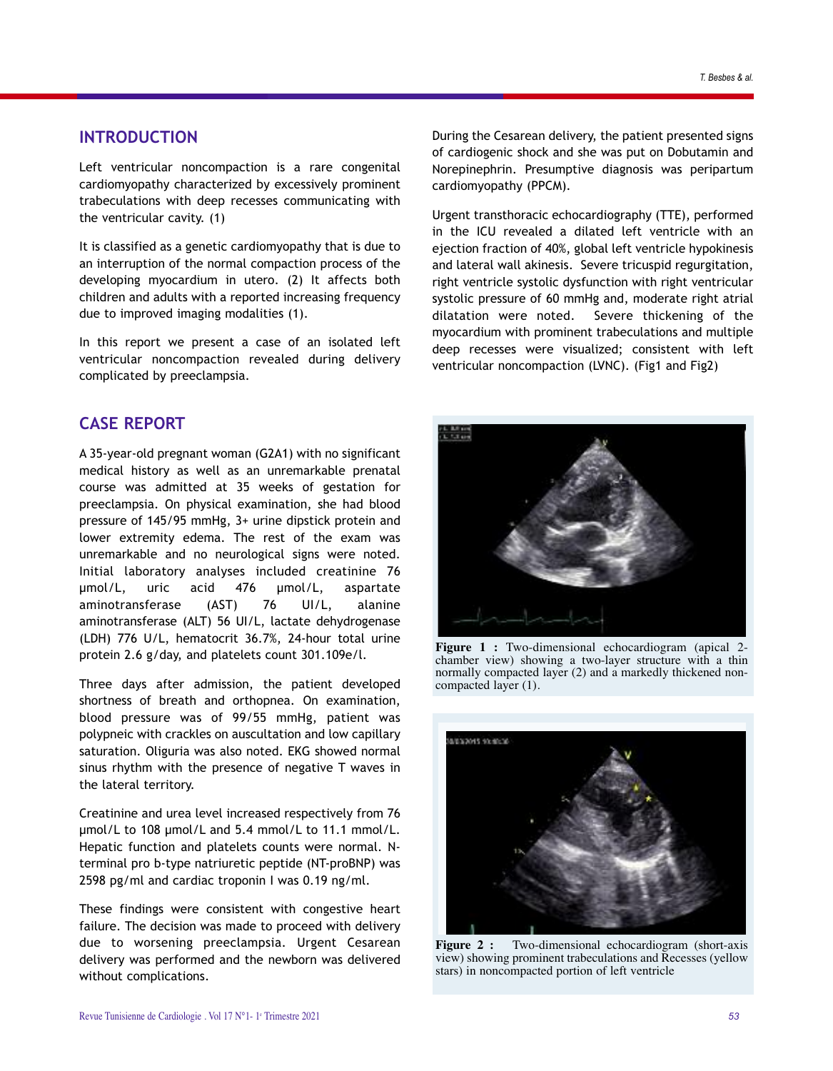## INTRODUCTION

Left ventricular noncompaction is a rare congenital cardiomyopathy characterized by excessively prominent trabeculations with deep recesses communicating with the ventricular cavity. (1)

It is classified as a genetic cardiomyopathy that is due to an interruption of the normal compaction process of the developing myocardium in utero. (2) It affects both children and adults with a reported increasing frequency due to improved imaging modalities (1).

In this report we present a case of an isolated left ventricular noncompaction revealed during delivery complicated by preeclampsia.

## CASE REPORT

A 35-year-old pregnant woman (G2A1) with no significant medical history as well as an unremarkable prenatal course was admitted at 35 weeks of gestation for preeclampsia. On physical examination, she had blood pressure of 145/95 mmHg, 3+ urine dipstick protein and lower extremity edema. The rest of the exam was unremarkable and no neurological signs were noted. Initial laboratory analyses included creatinine 76 µmol/L, uric acid 476 µmol/L, aspartate aminotransferase (AST) 76 UI/L, alanine aminotransferase (ALT) 56 UI/L, lactate dehydrogenase (LDH) 776 U/L, hematocrit 36.7%, 24-hour total urine protein 2.6 g/day, and platelets count 301.109e/l.

Three days after admission, the patient developed shortness of breath and orthopnea. On examination, blood pressure was of 99/55 mmHg, patient was polypneic with crackles on auscultation and low capillary saturation. Oliguria was also noted. EKG showed normal sinus rhythm with the presence of negative T waves in the lateral territory.

Creatinine and urea level increased respectively from 76 µmol/L to 108 µmol/L and 5.4 mmol/L to 11.1 mmol/L. Hepatic function and platelets counts were normal. N-terminal pro b-type natriuretic peptide (NT-proBNP) was 2598 pg/ml and cardiac troponin I was 0.19 ng/ml.

These findings were consistent with congestive heart failure. The decision was made to proceed with delivery due to worsening preeclampsia. Urgent Cesarean delivery was performed and the newborn was delivered without complications.

During the Cesarean delivery, the patient presented signs of cardiogenic shock and she was put on Dobutamin and Norepinephrin. Presumptive diagnosis was peripartum cardiomyopathy (PPCM).

Urgent transthoracic echocardiography (TTE), performed in the ICU revealed a dilated left ventricle with an ejection fraction of 40%, global left ventricle hypokinesis and lateral wall akinesis. Severe tricuspid regurgitation, right ventricle systolic dysfunction with right ventricular systolic pressure of 60 mmHg and, moderate right atrial dilatation were noted. Severe thickening of the myocardium with prominent trabeculations and multiple deep recesses were visualized; consistent with left ventricular noncompaction (LVNC). (Fig1 and Fig2)

**Figure 1 :** Two-dimensional echocardiogram (apical 2-chamber view) showing a two-layer structure with a thin normally compacted layer (2) and a markedly thickened non-compacted layer (1).

**Figure 2 :** Two-dimensional echocardiogram (short-axis view) showing prominent trabeculations and Recesses (yellow stars) in noncompacted portion of left ventricle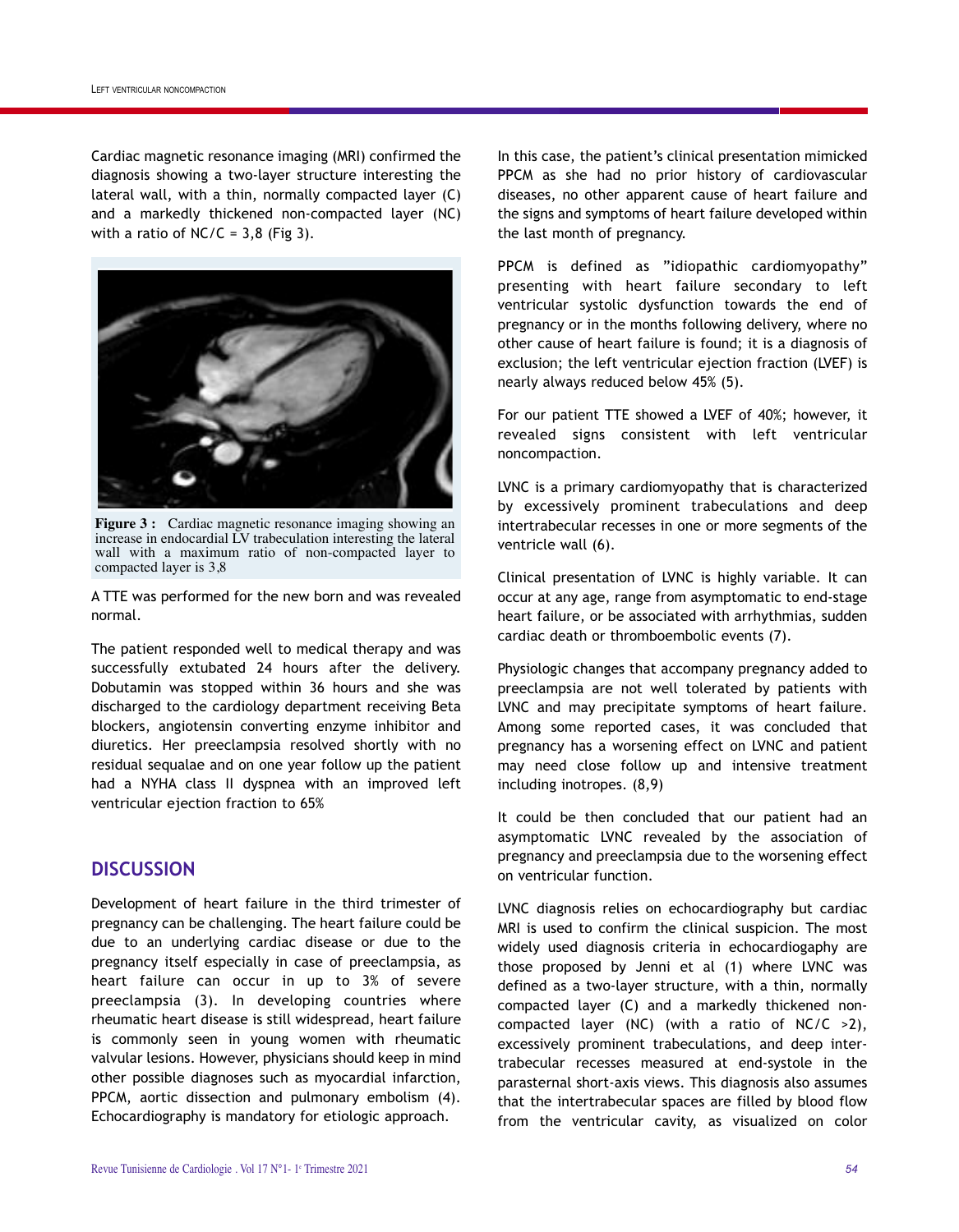Cardiac magnetic resonance imaging (MRI) confirmed the diagnosis showing a two-layer structure interesting the lateral wall, with a thin, normally compacted layer (C) and a markedly thickened non-compacted layer (NC) with a ratio of NC/C = 3,8 (Fig 3).

**Figure 3 :** Cardiac magnetic resonance imaging showing an increase in endocardial LV trabeculation interesting the lateral wall with a maximum ratio of non-compacted layer to compacted layer is 3,8

A TTE was performed for the new born and was revealed normal.

The patient responded well to medical therapy and was successfully extubated 24 hours after the delivery. Dobutamin was stopped within 36 hours and she was discharged to the cardiology department receiving Beta blockers, angiotensin converting enzyme inhibitor and diuretics. Her preeclampsia resolved shortly with no residual sequalae and on one year follow up the patient had a NYHA class II dyspnea with an improved left ventricular ejection fraction to 65%

## DISCUSSION

Development of heart failure in the third trimester of pregnancy can be challenging. The heart failure could be due to an underlying cardiac disease or due to the pregnancy itself especially in case of preeclampsia, as heart failure can occur in up to 3% of severe preeclampsia (3). In developing countries where rheumatic heart disease is still widespread, heart failure is commonly seen in young women with rheumatic valvular lesions. However, physicians should keep in mind other possible diagnoses such as myocardial infarction, PPCM, aortic dissection and pulmonary embolism (4). Echocardiography is mandatory for etiologic approach.

In this case, the patient's clinical presentation mimicked PPCM as she had no prior history of cardiovascular diseases, no other apparent cause of heart failure and the signs and symptoms of heart failure developed within the last month of pregnancy.

PPCM is defined as "idiopathic cardiomyopathy" presenting with heart failure secondary to left ventricular systolic dysfunction towards the end of pregnancy or in the months following delivery, where no other cause of heart failure is found; it is a diagnosis of exclusion; the left ventricular ejection fraction (LVEF) is nearly always reduced below 45% (5).

For our patient TTE showed a LVEF of 40%; however, it revealed signs consistent with left ventricular noncompaction.

LVNC is a primary cardiomyopathy that is characterized by excessively prominent trabeculations and deep intertrabecular recesses in one or more segments of the ventricle wall (6).

Clinical presentation of LVNC is highly variable. It can occur at any age, range from asymptomatic to end-stage heart failure, or be associated with arrhythmias, sudden cardiac death or thromboembolic events (7).

Physiologic changes that accompany pregnancy added to preeclampsia are not well tolerated by patients with LVNC and may precipitate symptoms of heart failure. Among some reported cases, it was concluded that pregnancy has a worsening effect on LVNC and patient may need close follow up and intensive treatment including inotropes. (8,9)

It could be then concluded that our patient had an asymptomatic LVNC revealed by the association of pregnancy and preeclampsia due to the worsening effect on ventricular function.

LVNC diagnosis relies on echocardiography but cardiac MRI is used to confirm the clinical suspicion. The most widely used diagnosis criteria in echocardiography are those proposed by Jenni et al (1) where LVNC was defined as a two-layer structure, with a thin, normally compacted layer (C) and a markedly thickened non-compacted layer (NC) (with a ratio of NC/C >2), excessively prominent trabeculations, and deep inter-trabecular recesses measured at end-systole in the parasternal short-axis views. This diagnosis also assumes that the intertrabecular spaces are filled by blood flow from the ventricular cavity, as visualized on color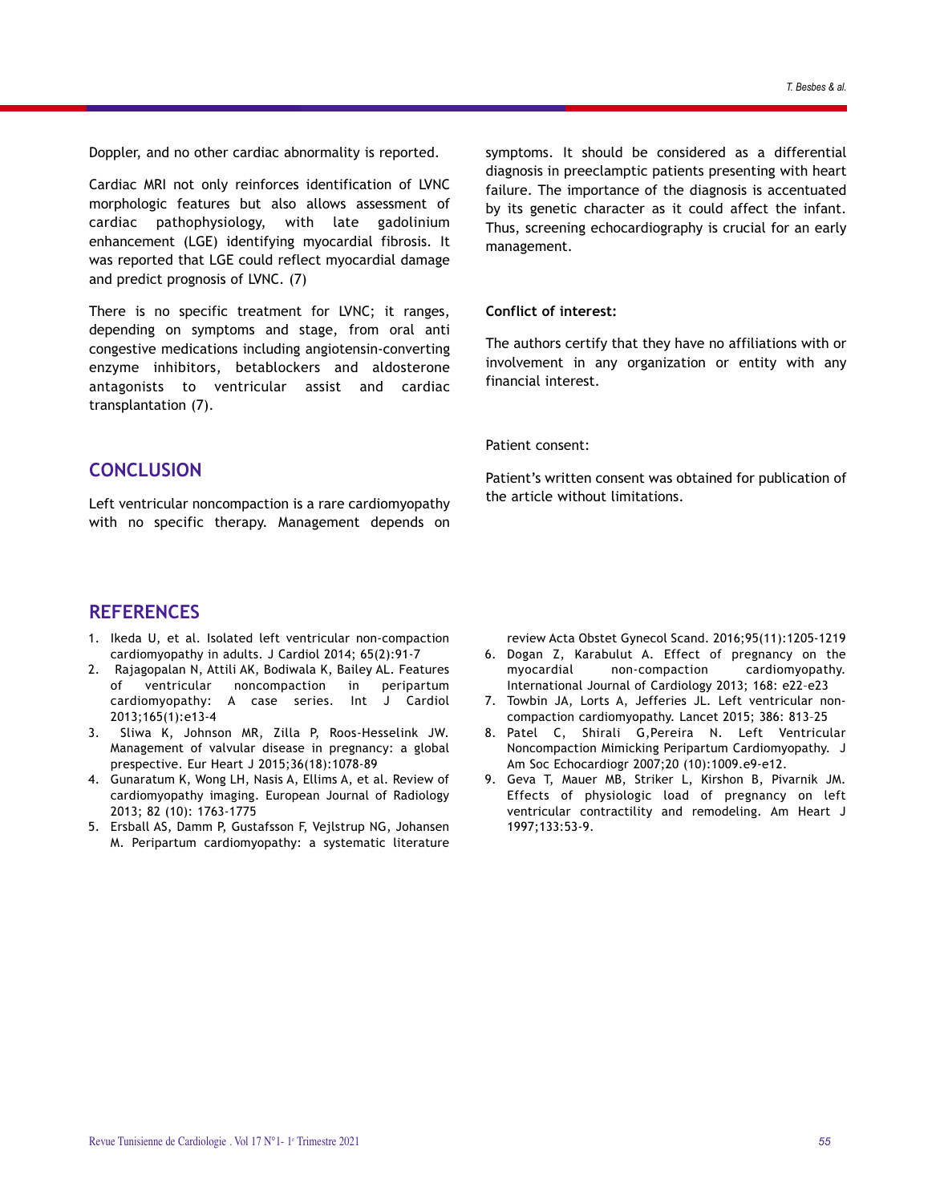Doppler, and no other cardiac abnormality is reported.

Cardiac MRI not only reinforces identification of LVNC morphologic features but also allows assessment of cardiac pathophysiology, with late gadolinium enhancement (LGE) identifying myocardial fibrosis. It was reported that LGE could reflect myocardial damage and predict prognosis of LVNC. (7)

There is no specific treatment for LVNC; it ranges, depending on symptoms and stage, from oral anti congestive medications including angiotensin-converting enzyme inhibitors, betablockers and aldosterone antagonists to ventricular assist and cardiac transplantation (7).

## CONCLUSION

Left ventricular noncompaction is a rare cardiomyopathy with no specific therapy. Management depends on symptoms. It should be considered as a differential diagnosis in preeclamptic patients presenting with heart failure. The importance of the diagnosis is accentuated by its genetic character as it could affect the infant. Thus, screening echocardiography is crucial for an early management.

**Conflict of interest:**

The authors certify that they have no affiliations with or involvement in any organization or entity with any financial interest.

Patient consent:

Patient's written consent was obtained for publication of the article without limitations.

## REFERENCES

1. Ikeda U, et al. Isolated left ventricular non-compaction cardiomyopathy in adults. J Cardiol 2014; 65(2):91-7
2. Rajagopalan N, Attili AK, Bodiwala K, Bailey AL. Features of ventricular noncompaction in peripartum cardiomyopathy: A case series. Int J Cardiol 2013;165(1):e13-4
3. Sliwa K, Johnson MR, Zilla P, Roos-Hesselink JW. Management of valvular disease in pregnancy: a global prespective. Eur Heart J 2015;36(18):1078-89
4. Gunaratum K, Wong LH, Nasis A, Ellims A, et al. Review of cardiomyopathy imaging. European Journal of Radiology 2013; 82 (10): 1763-1775
5. Ersball AS, Damm P, Gustafsson F, Vejlstrup NG, Johansen M. Peripartum cardiomyopathy: a systematic literature review Acta Obstet Gynecol Scand. 2016;95(11):1205-1219
6. Dogan Z, Karabulut A. Effect of pregnancy on the myocardial non-compaction cardiomyopathy. International Journal of Cardiology 2013; 168: e22–e23
7. Towbin JA, Lorts A, Jefferies JL. Left ventricular non-compaction cardiomyopathy. Lancet 2015; 386: 813–25
8. Patel C, Shirali G,Pereira N. Left Ventricular Noncompaction Mimicking Peripartum Cardiomyopathy. J Am Soc Echocardiogr 2007;20 (10):1009.e9-e12.
9. Geva T, Mauer MB, Striker L, Kirshon B, Pivarnik JM. Effects of physiologic load of pregnancy on left ventricular contractility and remodeling. Am Heart J 1997;133:53-9.